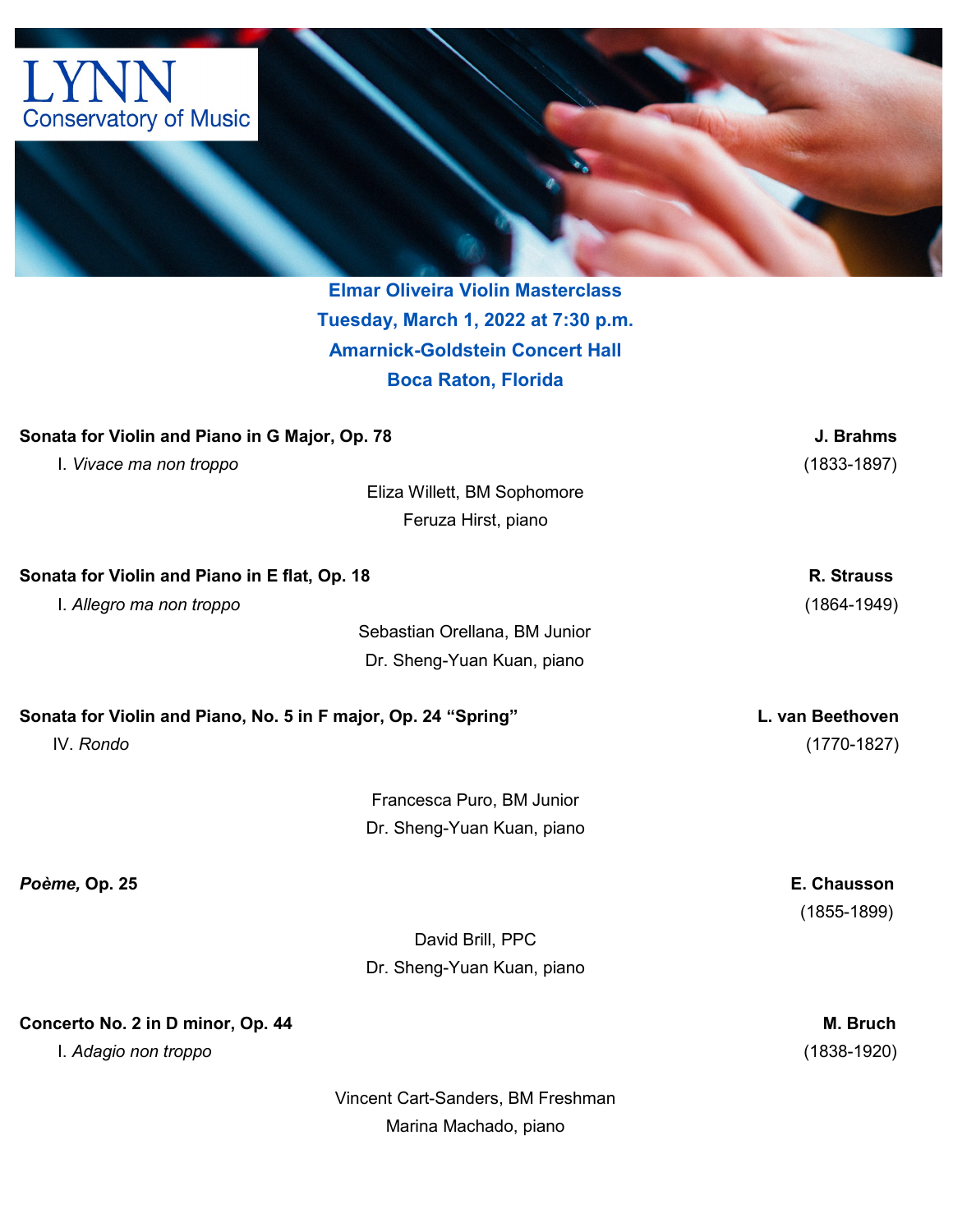LYNN
Conservatory of Music

**Elmar Oliveira Violin Masterclass**
**Tuesday, March 1, 2022 at 7:30 p.m.**
**Amarnick-Goldstein Concert Hall**
**Boca Raton, Florida**

**Sonata for Violin and Piano in G Major, Op. 78** — **J. Brahms** (1833-1897)

I. *Vivace ma non troppo*

Eliza Willett, BM Sophomore
Feruza Hirst, piano

**Sonata for Violin and Piano in E flat, Op. 18** — **R. Strauss** (1864-1949)

I. *Allegro ma non troppo*

Sebastian Orellana, BM Junior
Dr. Sheng-Yuan Kuan, piano

**Sonata for Violin and Piano, No. 5 in F major, Op. 24 "Spring"** — **L. van Beethoven** (1770-1827)

IV. *Rondo*

Francesca Puro, BM Junior
Dr. Sheng-Yuan Kuan, piano

***Poème,* Op. 25** — **E. Chausson** (1855-1899)

David Brill, PPC
Dr. Sheng-Yuan Kuan, piano

**Concerto No. 2 in D minor, Op. 44** — **M. Bruch** (1838-1920)

I. *Adagio non troppo*

Vincent Cart-Sanders, BM Freshman
Marina Machado, piano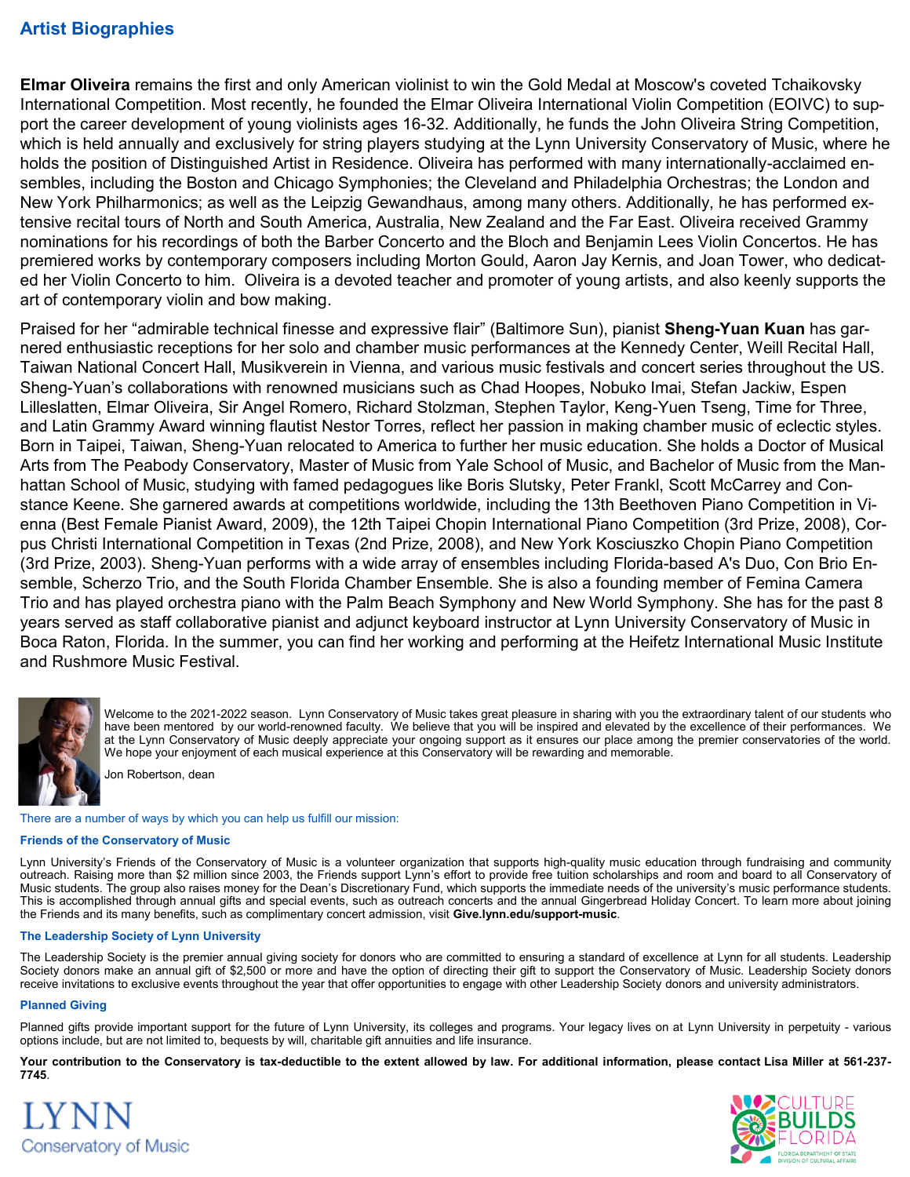## Artist Biographies

**Elmar Oliveira** remains the first and only American violinist to win the Gold Medal at Moscow's coveted Tchaikovsky International Competition. Most recently, he founded the Elmar Oliveira International Violin Competition (EOIVC) to support the career development of young violinists ages 16-32. Additionally, he funds the John Oliveira String Competition, which is held annually and exclusively for string players studying at the Lynn University Conservatory of Music, where he holds the position of Distinguished Artist in Residence. Oliveira has performed with many internationally-acclaimed ensembles, including the Boston and Chicago Symphonies; the Cleveland and Philadelphia Orchestras; the London and New York Philharmonics; as well as the Leipzig Gewandhaus, among many others. Additionally, he has performed extensive recital tours of North and South America, Australia, New Zealand and the Far East. Oliveira received Grammy nominations for his recordings of both the Barber Concerto and the Bloch and Benjamin Lees Violin Concertos. He has premiered works by contemporary composers including Morton Gould, Aaron Jay Kernis, and Joan Tower, who dedicated her Violin Concerto to him. Oliveira is a devoted teacher and promoter of young artists, and also keenly supports the art of contemporary violin and bow making.

Praised for her "admirable technical finesse and expressive flair" (Baltimore Sun), pianist **Sheng-Yuan Kuan** has garnered enthusiastic receptions for her solo and chamber music performances at the Kennedy Center, Weill Recital Hall, Taiwan National Concert Hall, Musikverein in Vienna, and various music festivals and concert series throughout the US. Sheng-Yuan's collaborations with renowned musicians such as Chad Hoopes, Nobuko Imai, Stefan Jackiw, Espen Lilleslatten, Elmar Oliveira, Sir Angel Romero, Richard Stolzman, Stephen Taylor, Keng-Yuen Tseng, Time for Three, and Latin Grammy Award winning flautist Nestor Torres, reflect her passion in making chamber music of eclectic styles. Born in Taipei, Taiwan, Sheng-Yuan relocated to America to further her music education. She holds a Doctor of Musical Arts from The Peabody Conservatory, Master of Music from Yale School of Music, and Bachelor of Music from the Manhattan School of Music, studying with famed pedagogues like Boris Slutsky, Peter Frankl, Scott McCarrey and Constance Keene. She garnered awards at competitions worldwide, including the 13th Beethoven Piano Competition in Vienna (Best Female Pianist Award, 2009), the 12th Taipei Chopin International Piano Competition (3rd Prize, 2008), Corpus Christi International Competition in Texas (2nd Prize, 2008), and New York Kosciuszko Chopin Piano Competition (3rd Prize, 2003). Sheng-Yuan performs with a wide array of ensembles including Florida-based A's Duo, Con Brio Ensemble, Scherzo Trio, and the South Florida Chamber Ensemble. She is also a founding member of Femina Camera Trio and has played orchestra piano with the Palm Beach Symphony and New World Symphony. She has for the past 8 years served as staff collaborative pianist and adjunct keyboard instructor at Lynn University Conservatory of Music in Boca Raton, Florida. In the summer, you can find her working and performing at the Heifetz International Music Institute and Rushmore Music Festival.

Welcome to the 2021-2022 season. Lynn Conservatory of Music takes great pleasure in sharing with you the extraordinary talent of our students who have been mentored by our world-renowned faculty. We believe that you will be inspired and elevated by the excellence of their performances. We at the Lynn Conservatory of Music deeply appreciate your ongoing support as it ensures our place among the premier conservatories of the world. We hope your enjoyment of each musical experience at this Conservatory will be rewarding and memorable.

Jon Robertson, dean

There are a number of ways by which you can help us fulfill our mission:

### Friends of the Conservatory of Music

Lynn University's Friends of the Conservatory of Music is a volunteer organization that supports high-quality music education through fundraising and community outreach. Raising more than $2 million since 2003, the Friends support Lynn's effort to provide free tuition scholarships and room and board to all Conservatory of Music students. The group also raises money for the Dean's Discretionary Fund, which supports the immediate needs of the university's music performance students. This is accomplished through annual gifts and special events, such as outreach concerts and the annual Gingerbread Holiday Concert. To learn more about joining the Friends and its many benefits, such as complimentary concert admission, visit **Give.lynn.edu/support-music**.

### The Leadership Society of Lynn University

The Leadership Society is the premier annual giving society for donors who are committed to ensuring a standard of excellence at Lynn for all students. Leadership Society donors make an annual gift of $2,500 or more and have the option of directing their gift to support the Conservatory of Music. Leadership Society donors receive invitations to exclusive events throughout the year that offer opportunities to engage with other Leadership Society donors and university administrators.

### Planned Giving

Planned gifts provide important support for the future of Lynn University, its colleges and programs. Your legacy lives on at Lynn University in perpetuity - various options include, but are not limited to, bequests by will, charitable gift annuities and life insurance.

**Your contribution to the Conservatory is tax-deductible to the extent allowed by law. For additional information, please contact Lisa Miller at 561-237-7745**.

LYNN
Conservatory of Music

CULTURE BUILDS FLORIDA
FLORIDA DEPARTMENT OF STATE
DIVISION OF CULTURAL AFFAIRS